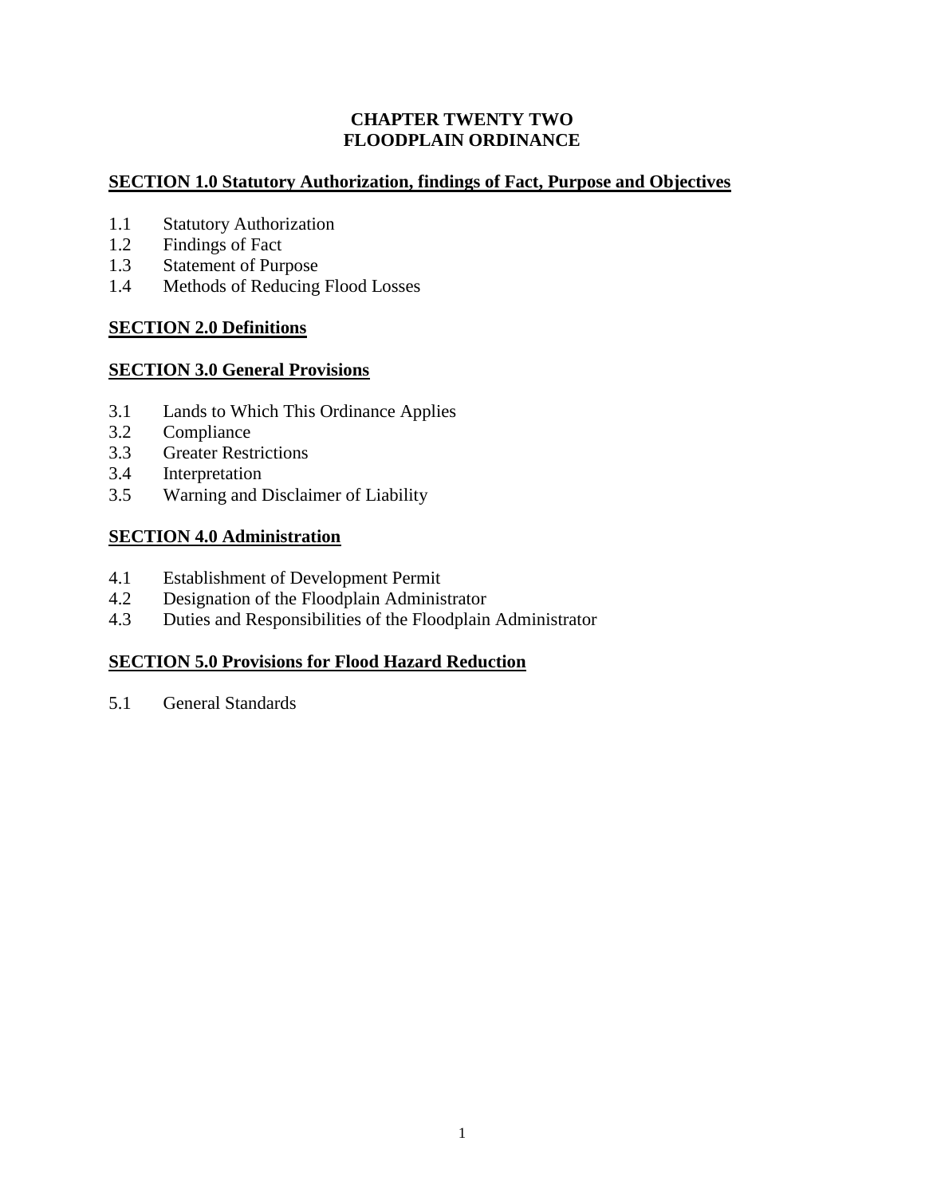# CHAPTER TWENTY TWO
# FLOODPLAIN ORDINANCE

## SECTION 1.0 Statutory Authorization, findings of Fact, Purpose and Objectives

1.1 Statutory Authorization
1.2 Findings of Fact
1.3 Statement of Purpose
1.4 Methods of Reducing Flood Losses

## SECTION 2.0 Definitions

## SECTION 3.0 General Provisions

3.1 Lands to Which This Ordinance Applies
3.2 Compliance
3.3 Greater Restrictions
3.4 Interpretation
3.5 Warning and Disclaimer of Liability

## SECTION 4.0 Administration

4.1 Establishment of Development Permit
4.2 Designation of the Floodplain Administrator
4.3 Duties and Responsibilities of the Floodplain Administrator

## SECTION 5.0 Provisions for Flood Hazard Reduction

5.1 General Standards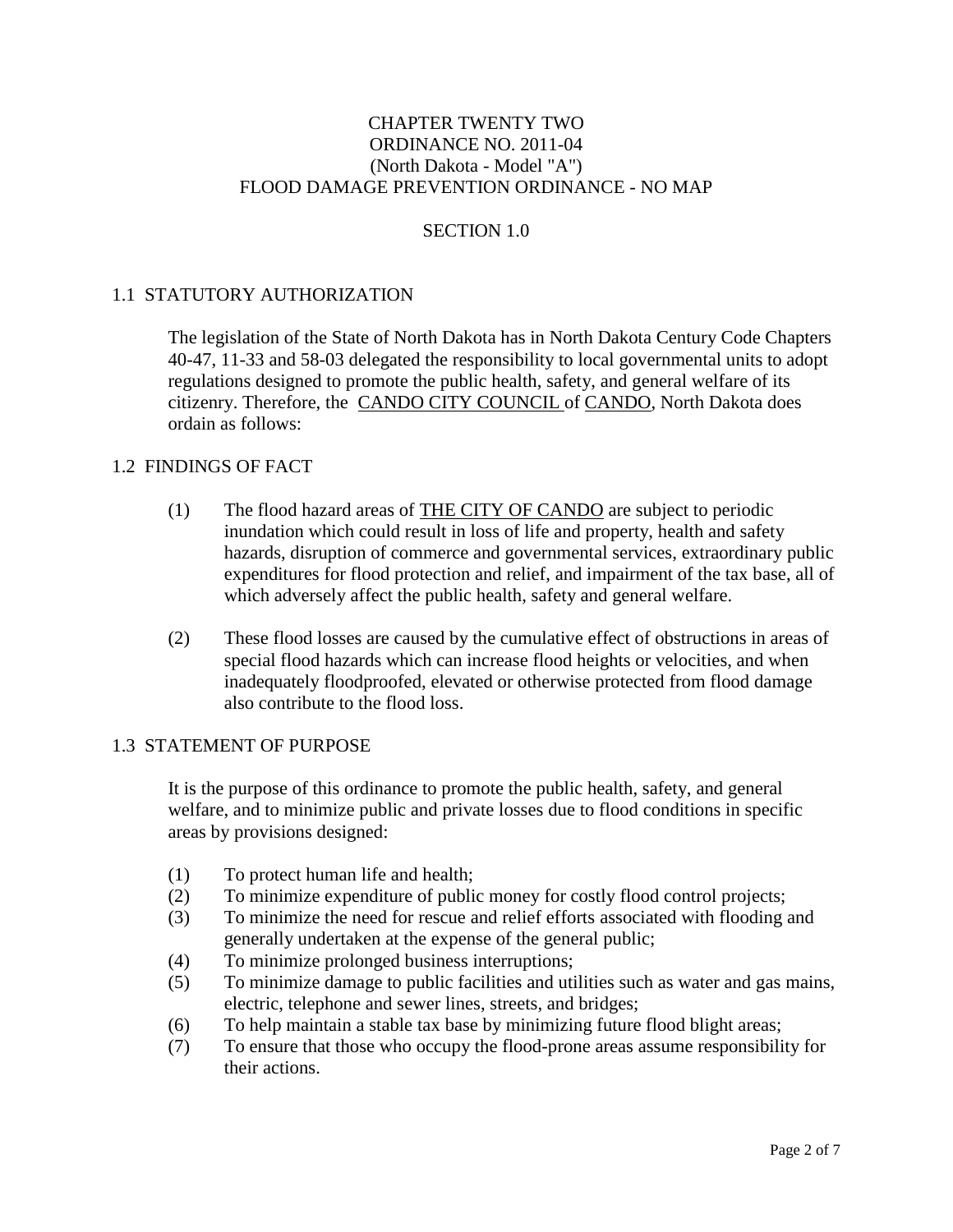# CHAPTER TWENTY TWO
# ORDINANCE NO. 2011-04
# (North Dakota - Model "A")
# FLOOD DAMAGE PREVENTION ORDINANCE - NO MAP

## SECTION 1.0

### 1.1 STATUTORY AUTHORIZATION

The legislation of the State of North Dakota has in North Dakota Century Code Chapters 40-47, 11-33 and 58-03 delegated the responsibility to local governmental units to adopt regulations designed to promote the public health, safety, and general welfare of its citizenry. Therefore, the CANDO CITY COUNCIL of CANDO, North Dakota does ordain as follows:

### 1.2 FINDINGS OF FACT

(1) The flood hazard areas of THE CITY OF CANDO are subject to periodic inundation which could result in loss of life and property, health and safety hazards, disruption of commerce and governmental services, extraordinary public expenditures for flood protection and relief, and impairment of the tax base, all of which adversely affect the public health, safety and general welfare.

(2) These flood losses are caused by the cumulative effect of obstructions in areas of special flood hazards which can increase flood heights or velocities, and when inadequately floodproofed, elevated or otherwise protected from flood damage also contribute to the flood loss.

### 1.3 STATEMENT OF PURPOSE

It is the purpose of this ordinance to promote the public health, safety, and general welfare, and to minimize public and private losses due to flood conditions in specific areas by provisions designed:

(1) To protect human life and health;
(2) To minimize expenditure of public money for costly flood control projects;
(3) To minimize the need for rescue and relief efforts associated with flooding and generally undertaken at the expense of the general public;
(4) To minimize prolonged business interruptions;
(5) To minimize damage to public facilities and utilities such as water and gas mains, electric, telephone and sewer lines, streets, and bridges;
(6) To help maintain a stable tax base by minimizing future flood blight areas;
(7) To ensure that those who occupy the flood-prone areas assume responsibility for their actions.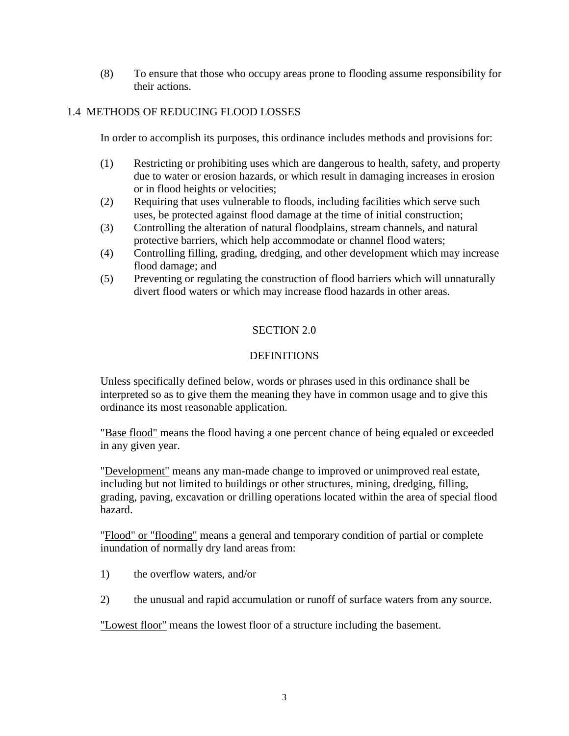(8) To ensure that those who occupy areas prone to flooding assume responsibility for their actions.

## 1.4 METHODS OF REDUCING FLOOD LOSSES

In order to accomplish its purposes, this ordinance includes methods and provisions for:

(1) Restricting or prohibiting uses which are dangerous to health, safety, and property due to water or erosion hazards, or which result in damaging increases in erosion or in flood heights or velocities;
(2) Requiring that uses vulnerable to floods, including facilities which serve such uses, be protected against flood damage at the time of initial construction;
(3) Controlling the alteration of natural floodplains, stream channels, and natural protective barriers, which help accommodate or channel flood waters;
(4) Controlling filling, grading, dredging, and other development which may increase flood damage; and
(5) Preventing or regulating the construction of flood barriers which will unnaturally divert flood waters or which may increase flood hazards in other areas.

# SECTION 2.0

# DEFINITIONS

Unless specifically defined below, words or phrases used in this ordinance shall be interpreted so as to give them the meaning they have in common usage and to give this ordinance its most reasonable application.

"Base flood" means the flood having a one percent chance of being equaled or exceeded in any given year.

"Development" means any man-made change to improved or unimproved real estate, including but not limited to buildings or other structures, mining, dredging, filling, grading, paving, excavation or drilling operations located within the area of special flood hazard.

"Flood" or "flooding" means a general and temporary condition of partial or complete inundation of normally dry land areas from:

1) the overflow waters, and/or

2) the unusual and rapid accumulation or runoff of surface waters from any source.

"Lowest floor" means the lowest floor of a structure including the basement.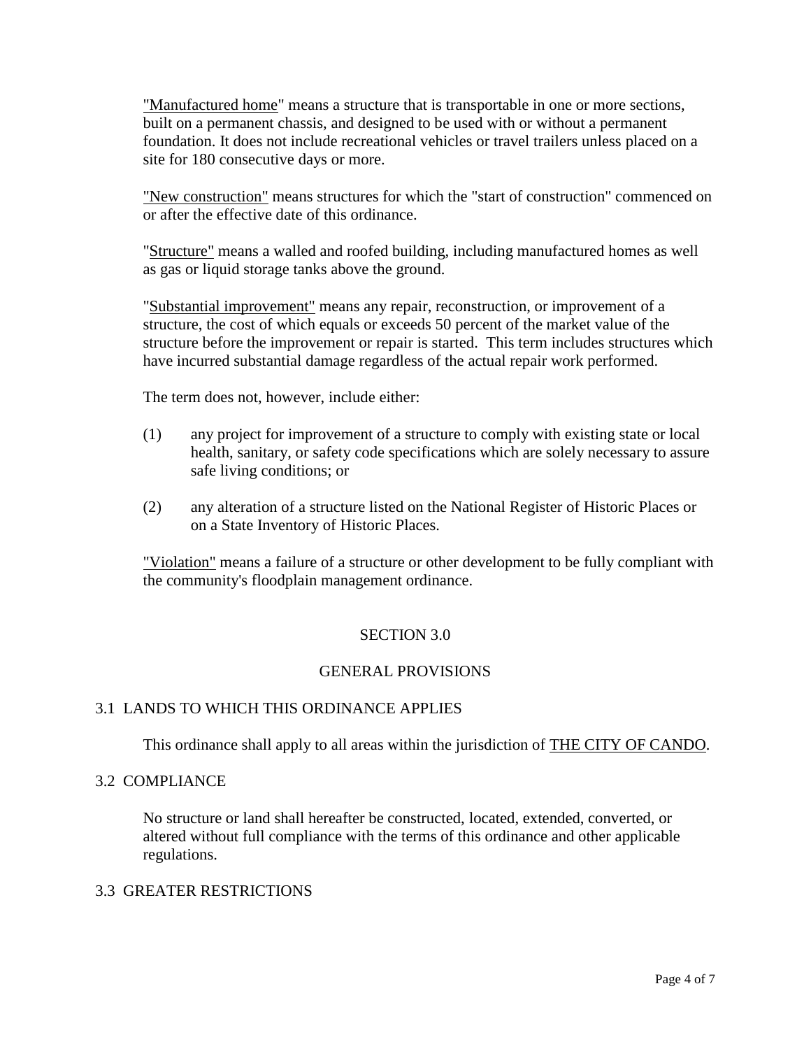"Manufactured home" means a structure that is transportable in one or more sections, built on a permanent chassis, and designed to be used with or without a permanent foundation. It does not include recreational vehicles or travel trailers unless placed on a site for 180 consecutive days or more.

"New construction" means structures for which the "start of construction" commenced on or after the effective date of this ordinance.

"Structure" means a walled and roofed building, including manufactured homes as well as gas or liquid storage tanks above the ground.

"Substantial improvement" means any repair, reconstruction, or improvement of a structure, the cost of which equals or exceeds 50 percent of the market value of the structure before the improvement or repair is started. This term includes structures which have incurred substantial damage regardless of the actual repair work performed.

The term does not, however, include either:

(1) any project for improvement of a structure to comply with existing state or local health, sanitary, or safety code specifications which are solely necessary to assure safe living conditions; or

(2) any alteration of a structure listed on the National Register of Historic Places or on a State Inventory of Historic Places.

"Violation" means a failure of a structure or other development to be fully compliant with the community's floodplain management ordinance.

## SECTION 3.0

## GENERAL PROVISIONS

### 3.1 LANDS TO WHICH THIS ORDINANCE APPLIES

This ordinance shall apply to all areas within the jurisdiction of THE CITY OF CANDO.

### 3.2 COMPLIANCE

No structure or land shall hereafter be constructed, located, extended, converted, or altered without full compliance with the terms of this ordinance and other applicable regulations.

### 3.3 GREATER RESTRICTIONS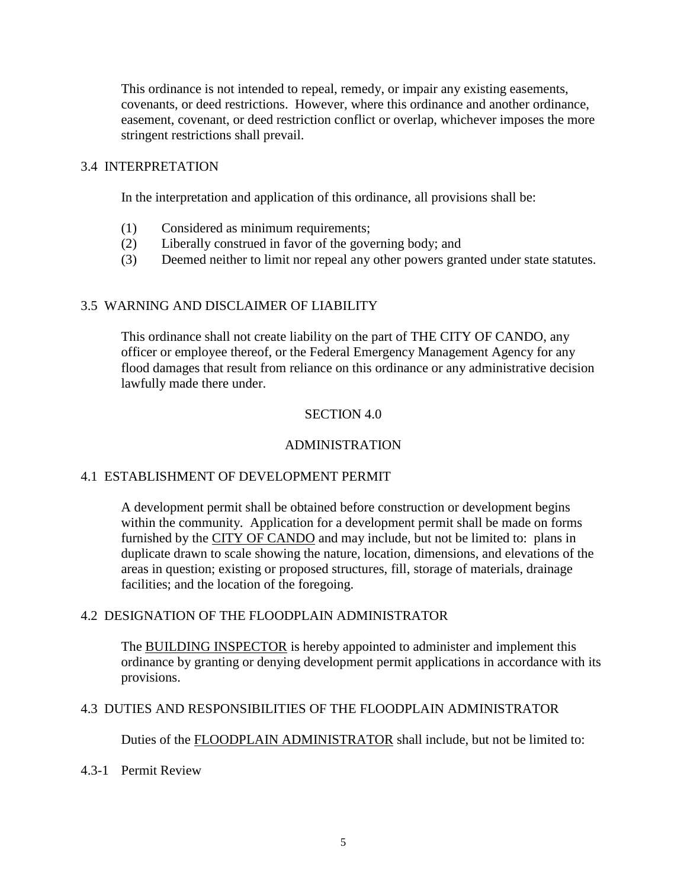This ordinance is not intended to repeal, remedy, or impair any existing easements, covenants, or deed restrictions. However, where this ordinance and another ordinance, easement, covenant, or deed restriction conflict or overlap, whichever imposes the more stringent restrictions shall prevail.

### 3.4 INTERPRETATION

In the interpretation and application of this ordinance, all provisions shall be:

(1) Considered as minimum requirements;
(2) Liberally construed in favor of the governing body; and
(3) Deemed neither to limit nor repeal any other powers granted under state statutes.

### 3.5 WARNING AND DISCLAIMER OF LIABILITY

This ordinance shall not create liability on the part of THE CITY OF CANDO, any officer or employee thereof, or the Federal Emergency Management Agency for any flood damages that result from reliance on this ordinance or any administrative decision lawfully made there under.

## SECTION 4.0

## ADMINISTRATION

### 4.1 ESTABLISHMENT OF DEVELOPMENT PERMIT

A development permit shall be obtained before construction or development begins within the community. Application for a development permit shall be made on forms furnished by the CITY OF CANDO and may include, but not be limited to: plans in duplicate drawn to scale showing the nature, location, dimensions, and elevations of the areas in question; existing or proposed structures, fill, storage of materials, drainage facilities; and the location of the foregoing.

### 4.2 DESIGNATION OF THE FLOODPLAIN ADMINISTRATOR

The BUILDING INSPECTOR is hereby appointed to administer and implement this ordinance by granting or denying development permit applications in accordance with its provisions.

### 4.3 DUTIES AND RESPONSIBILITIES OF THE FLOODPLAIN ADMINISTRATOR

Duties of the FLOODPLAIN ADMINISTRATOR shall include, but not be limited to:

#### 4.3-1 Permit Review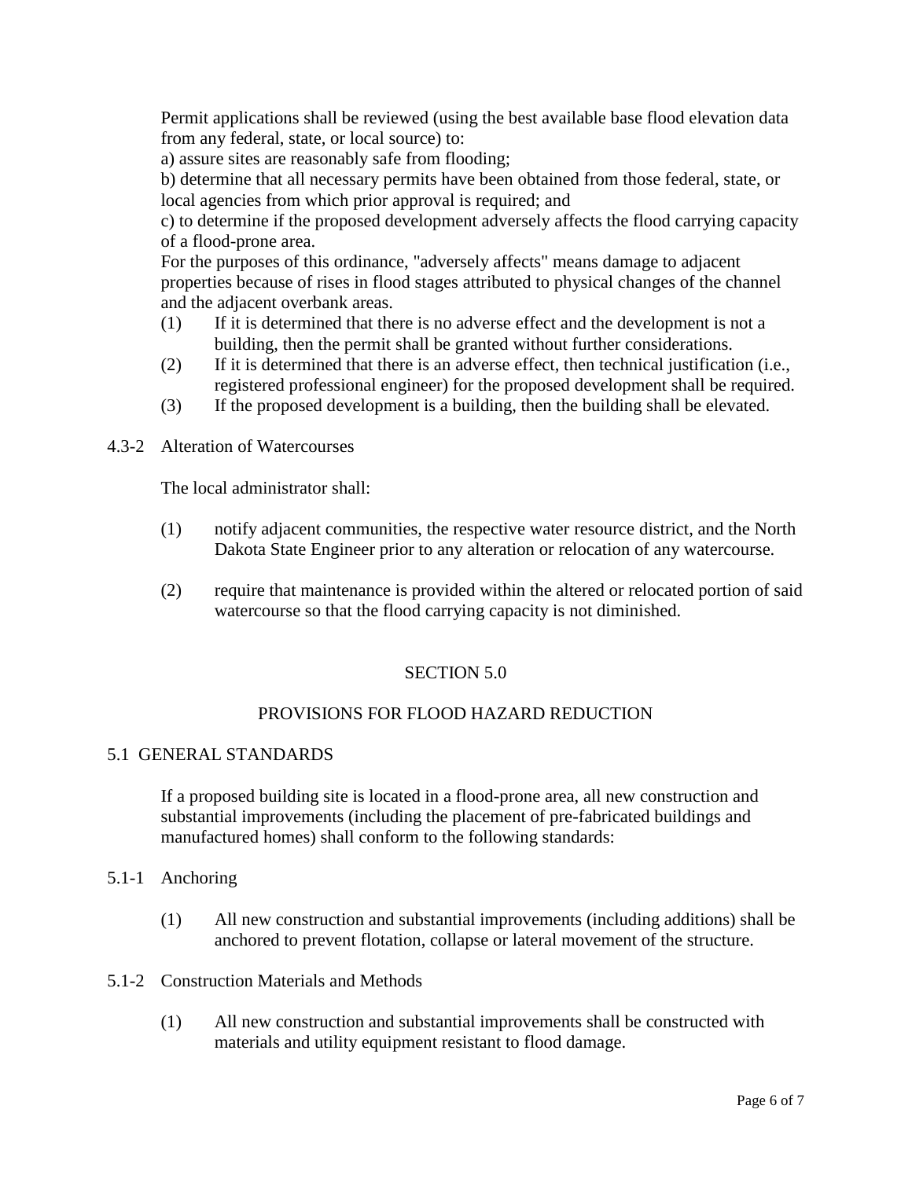Permit applications shall be reviewed (using the best available base flood elevation data from any federal, state, or local source) to:

a) assure sites are reasonably safe from flooding;

b) determine that all necessary permits have been obtained from those federal, state, or local agencies from which prior approval is required; and

c) to determine if the proposed development adversely affects the flood carrying capacity of a flood-prone area.

For the purposes of this ordinance, "adversely affects" means damage to adjacent properties because of rises in flood stages attributed to physical changes of the channel and the adjacent overbank areas.

(1) If it is determined that there is no adverse effect and the development is not a building, then the permit shall be granted without further considerations.

(2) If it is determined that there is an adverse effect, then technical justification (i.e., registered professional engineer) for the proposed development shall be required.

(3) If the proposed development is a building, then the building shall be elevated.

4.3-2 Alteration of Watercourses

The local administrator shall:

(1) notify adjacent communities, the respective water resource district, and the North Dakota State Engineer prior to any alteration or relocation of any watercourse.

(2) require that maintenance is provided within the altered or relocated portion of said watercourse so that the flood carrying capacity is not diminished.

## SECTION 5.0

## PROVISIONS FOR FLOOD HAZARD REDUCTION

### 5.1 GENERAL STANDARDS

If a proposed building site is located in a flood-prone area, all new construction and substantial improvements (including the placement of pre-fabricated buildings and manufactured homes) shall conform to the following standards:

5.1-1 Anchoring

(1) All new construction and substantial improvements (including additions) shall be anchored to prevent flotation, collapse or lateral movement of the structure.

5.1-2 Construction Materials and Methods

(1) All new construction and substantial improvements shall be constructed with materials and utility equipment resistant to flood damage.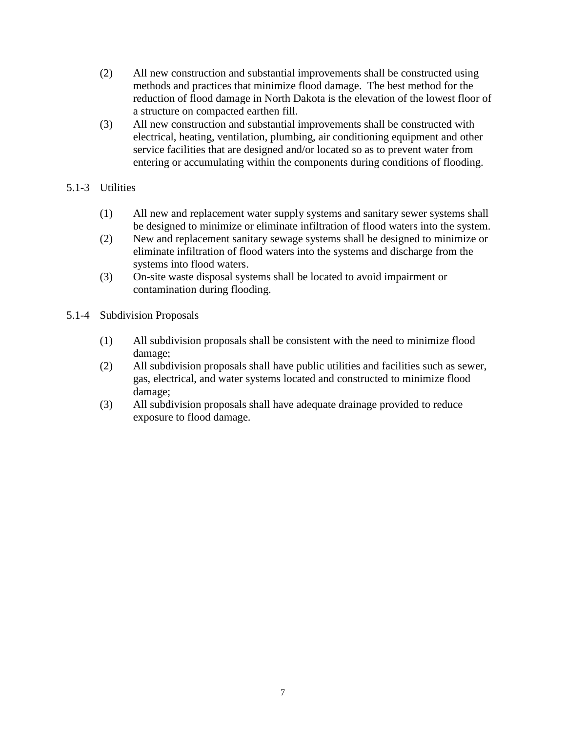(2) All new construction and substantial improvements shall be constructed using methods and practices that minimize flood damage. The best method for the reduction of flood damage in North Dakota is the elevation of the lowest floor of a structure on compacted earthen fill.

(3) All new construction and substantial improvements shall be constructed with electrical, heating, ventilation, plumbing, air conditioning equipment and other service facilities that are designed and/or located so as to prevent water from entering or accumulating within the components during conditions of flooding.

5.1-3 Utilities

(1) All new and replacement water supply systems and sanitary sewer systems shall be designed to minimize or eliminate infiltration of flood waters into the system.

(2) New and replacement sanitary sewage systems shall be designed to minimize or eliminate infiltration of flood waters into the systems and discharge from the systems into flood waters.

(3) On-site waste disposal systems shall be located to avoid impairment or contamination during flooding.

5.1-4 Subdivision Proposals

(1) All subdivision proposals shall be consistent with the need to minimize flood damage;

(2) All subdivision proposals shall have public utilities and facilities such as sewer, gas, electrical, and water systems located and constructed to minimize flood damage;

(3) All subdivision proposals shall have adequate drainage provided to reduce exposure to flood damage.